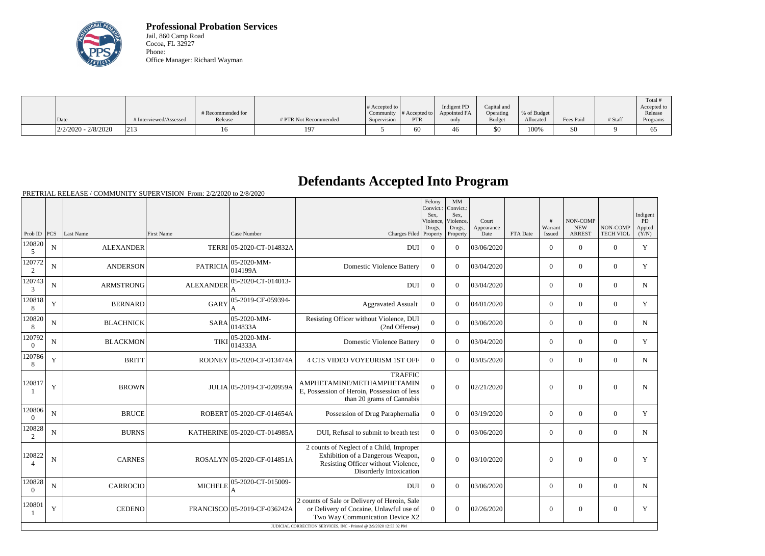**Professional Probation Services**
Jail, 860 Camp Road
Cocoa, FL 32927
Phone:
Office Manager: Richard Wayman

| Date | # Interviewed/Assessed | # Recommended for Release | # PTR Not Recommended | # Accepted to Community Supervision | # Accepted to PTR | Indigent PD Appointed FA only | Capital and Operating Budget | % of Budget Allocated | Fees Paid | # Staff | Total # Accepted to Release Programs |
|---|---|---|---|---|---|---|---|---|---|---|---|
| 2/2/2020 - 2/8/2020 | 213 | 16 | 197 | 5 | 60 | 46 | $0 | 100% | $0 | 9 | 65 |

# Defendants Accepted Into Program

PRETRIAL RELEASE / COMMUNITY SUPERVISION From: 2/2/2020 to 2/8/2020

| Prob ID | PCS | Last Name | First Name | Case Number | Charges Filed | Felony Convict.: Sex, Violence, Drugs, Property | MM Convict.: Sex, Violence, Drugs, Property | Court Appearance Date | FTA Date | # Warrant Issued | NON-COMP NEW ARREST | NON-COMP TECH VIOL | Indigent PD Appted (Y/N) |
|---|---|---|---|---|---|---|---|---|---|---|---|---|---|
| 1208205 | N | ALEXANDER | TERRI | 05-2020-CT-014832A | DUI | 0 | 0 | 03/06/2020 | | 0 | 0 | 0 | Y |
| 1207722 | N | ANDERSON | PATRICIA | 05-2020-MM-014199A | Domestic Violence Battery | 0 | 0 | 03/04/2020 | | 0 | 0 | 0 | Y |
| 1207433 | N | ARMSTRONG | ALEXANDER | 05-2020-CT-014013-A | DUI | 0 | 0 | 03/04/2020 | | 0 | 0 | 0 | N |
| 1208188 | Y | BERNARD | GARY | 05-2019-CF-059394-A | Aggravated Assualt | 0 | 0 | 04/01/2020 | | 0 | 0 | 0 | Y |
| 1208208 | N | BLACHNICK | SARA | 05-2020-MM-014833A | Resisting Officer without Violence, DUI (2nd Offense) | 0 | 0 | 03/06/2020 | | 0 | 0 | 0 | N |
| 1207920 | N | BLACKMON | TIKI | 05-2020-MM-014333A | Domestic Violence Battery | 0 | 0 | 03/04/2020 | | 0 | 0 | 0 | Y |
| 1207868 | Y | BRITT | RODNEY | 05-2020-CF-013474A | 4 CTS VIDEO VOYEURISM 1ST OFF | 0 | 0 | 03/05/2020 | | 0 | 0 | 0 | N |
| 1208171 | Y | BROWN | JULIA | 05-2019-CF-020959A | TRAFFIC AMPHETAMINE/METHAMPHETAMINE, Possession of Heroin, Possession of less than 20 grams of Cannabis | 0 | 0 | 02/21/2020 | | 0 | 0 | 0 | N |
| 1208060 | N | BRUCE | ROBERT | 05-2020-CF-014654A | Possession of Drug Paraphernalia | 0 | 0 | 03/19/2020 | | 0 | 0 | 0 | Y |
| 1208282 | N | BURNS | KATHERINE | 05-2020-CT-014985A | DUI, Refusal to submit to breath test | 0 | 0 | 03/06/2020 | | 0 | 0 | 0 | N |
| 1208224 | N | CARNES | ROSALYN | 05-2020-CF-014851A | 2 counts of Neglect of a Child, Improper Exhibition of a Dangerous Weapon, Resisting Officer without Violence, Disorderly Intoxication | 0 | 0 | 03/10/2020 | | 0 | 0 | 0 | Y |
| 1208280 | N | CARROCIO | MICHELE | 05-2020-CT-015009-A | DUI | 0 | 0 | 03/06/2020 | | 0 | 0 | 0 | N |
| 1208011 | Y | CEDENO | FRANCISCO | 05-2019-CF-036242A | 2 counts of Sale or Delivery of Heroin, Sale or Delivery of Cocaine, Unlawful use of Two Way Communication Device X2 | 0 | 0 | 02/26/2020 | | 0 | 0 | 0 | Y |

JUDICIAL CORRECTION SERVICES, INC - Printed @ 2/9/2020 12:53:02 PM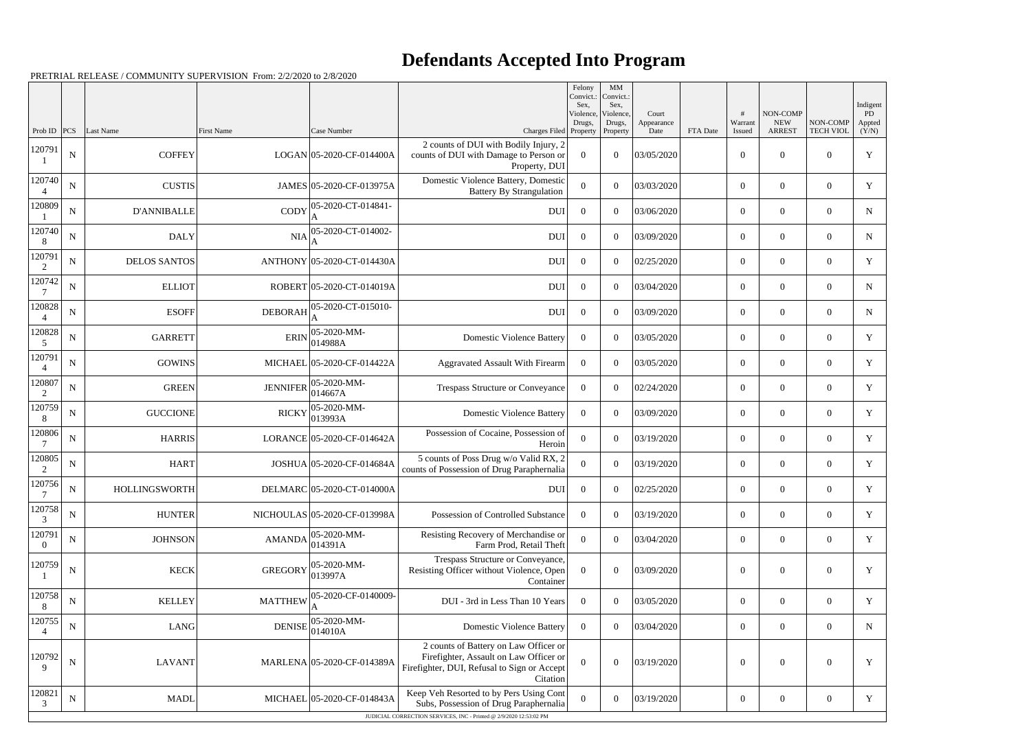# Defendants Accepted Into Program

PRETRIAL RELEASE / COMMUNITY SUPERVISION From: 2/2/2020 to 2/8/2020

| Prob ID | PCS | Last Name | First Name | Case Number | Charges Filed | Felony Convict.: Sex, Violence, Drugs, Property | MM Convict.: Sex, Violence, Drugs, Property | Court Appearance Date | FTA Date | # Warrant Issued | NON-COMP NEW ARREST | NON-COMP TECH VIOL | Indigent PD Appted (Y/N) |
|---|---|---|---|---|---|---|---|---|---|---|---|---|---|
| 1207911 | N | COFFEY | LOGAN | 05-2020-CF-014400A | 2 counts of DUI with Bodily Injury, 2 counts of DUI with Damage to Person or Property, DUI | 0 | 0 | 03/05/2020 | | 0 | 0 | 0 | Y |
| 1207404 | N | CUSTIS | JAMES | 05-2020-CF-013975A | Domestic Violence Battery, Domestic Battery By Strangulation | 0 | 0 | 03/03/2020 | | 0 | 0 | 0 | Y |
| 1208091 | N | D'ANNIBALLE | CODY | 05-2020-CT-014841-A | DUI | 0 | 0 | 03/06/2020 | | 0 | 0 | 0 | N |
| 1207408 | N | DALY | NIA | 05-2020-CT-014002-A | DUI | 0 | 0 | 03/09/2020 | | 0 | 0 | 0 | N |
| 1207912 | N | DELOS SANTOS | ANTHONY | 05-2020-CT-014430A | DUI | 0 | 0 | 02/25/2020 | | 0 | 0 | 0 | Y |
| 1207427 | N | ELLIOT | ROBERT | 05-2020-CT-014019A | DUI | 0 | 0 | 03/04/2020 | | 0 | 0 | 0 | N |
| 1208284 | N | ESOFF | DEBORAH | 05-2020-CT-015010-A | DUI | 0 | 0 | 03/09/2020 | | 0 | 0 | 0 | N |
| 1208285 | N | GARRETT | ERIN | 05-2020-MM-014988A | Domestic Violence Battery | 0 | 0 | 03/05/2020 | | 0 | 0 | 0 | Y |
| 1207914 | N | GOWINS | MICHAEL | 05-2020-CF-014422A | Aggravated Assault With Firearm | 0 | 0 | 03/05/2020 | | 0 | 0 | 0 | Y |
| 1208072 | N | GREEN | JENNIFER | 05-2020-MM-014667A | Trespass Structure or Conveyance | 0 | 0 | 02/24/2020 | | 0 | 0 | 0 | Y |
| 1207598 | N | GUCCIONE | RICKY | 05-2020-MM-013993A | Domestic Violence Battery | 0 | 0 | 03/09/2020 | | 0 | 0 | 0 | Y |
| 1208067 | N | HARRIS | LORANCE | 05-2020-CF-014642A | Possession of Cocaine, Possession of Heroin | 0 | 0 | 03/19/2020 | | 0 | 0 | 0 | Y |
| 1208052 | N | HART | JOSHUA | 05-2020-CF-014684A | 5 counts of Poss Drug w/o Valid RX, 2 counts of Possession of Drug Paraphernalia | 0 | 0 | 03/19/2020 | | 0 | 0 | 0 | Y |
| 1207567 | N | HOLLINGSWORTH | DELMARC | 05-2020-CT-014000A | DUI | 0 | 0 | 02/25/2020 | | 0 | 0 | 0 | Y |
| 1207583 | N | HUNTER | NICHOULAS | 05-2020-CF-013998A | Possession of Controlled Substance | 0 | 0 | 03/19/2020 | | 0 | 0 | 0 | Y |
| 1207910 | N | JOHNSON | AMANDA | 05-2020-MM-014391A | Resisting Recovery of Merchandise or Farm Prod, Retail Theft | 0 | 0 | 03/04/2020 | | 0 | 0 | 0 | Y |
| 1207591 | N | KECK | GREGORY | 05-2020-MM-013997A | Trespass Structure or Conveyance, Resisting Officer without Violence, Open Container | 0 | 0 | 03/09/2020 | | 0 | 0 | 0 | Y |
| 1207588 | N | KELLEY | MATTHEW | 05-2020-CF-0140009-A | DUI - 3rd in Less Than 10 Years | 0 | 0 | 03/05/2020 | | 0 | 0 | 0 | Y |
| 1207554 | N | LANG | DENISE | 05-2020-MM-014010A | Domestic Violence Battery | 0 | 0 | 03/04/2020 | | 0 | 0 | 0 | N |
| 1207929 | N | LAVANT | MARLENA | 05-2020-CF-014389A | 2 counts of Battery on Law Officer or Firefighter, Assault on Law Officer or Firefighter, DUI, Refusal to Sign or Accept Citation | 0 | 0 | 03/19/2020 | | 0 | 0 | 0 | Y |
| 1208213 | N | MADL | MICHAEL | 05-2020-CF-014843A | Keep Veh Resorted to by Pers Using Cont Subs, Possession of Drug Paraphernalia | 0 | 0 | 03/19/2020 | | 0 | 0 | 0 | Y |

JUDICIAL CORRECTION SERVICES, INC - Printed @ 2/9/2020 12:53:02 PM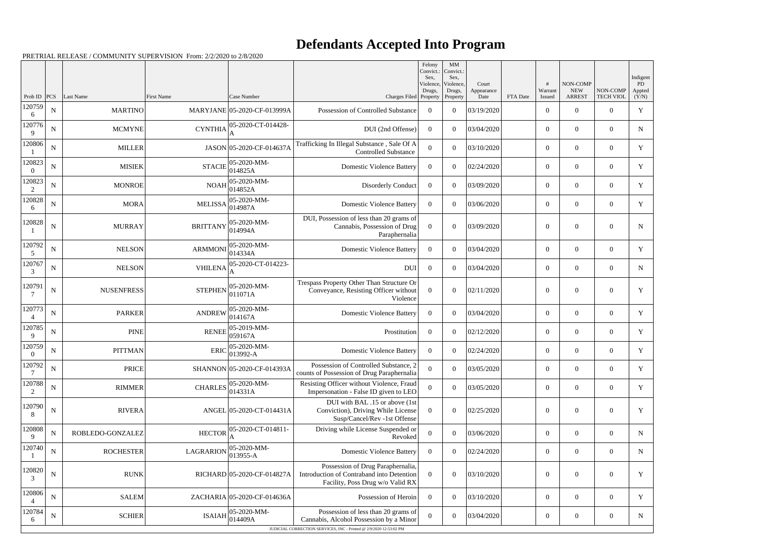# Defendants Accepted Into Program

PRETRIAL RELEASE / COMMUNITY SUPERVISION From: 2/2/2020 to 2/8/2020

| Prob ID | PCS | Last Name | First Name | Case Number | Charges Filed | Felony Convict.: Sex, Violence, Drugs, Property | MM Convict.: Sex, Violence, Drugs, Property | Court Appearance Date | FTA Date | # Warrant Issued | NON-COMP NEW ARREST | NON-COMP TECH VIOL | Indigent PD Appted (Y/N) |
|---|---|---|---|---|---|---|---|---|---|---|---|---|---|
| 1207596 | N | MARTINO | MARYJANE | 05-2020-CF-013999A | Possession of Controlled Substance | 0 | 0 | 03/19/2020 | | 0 | 0 | 0 | Y |
| 1207769 | N | MCMYNE | CYNTHIA | 05-2020-CT-014428-A | DUI (2nd Offense) | 0 | 0 | 03/04/2020 | | 0 | 0 | 0 | N |
| 1208061 | N | MILLER | JASON | 05-2020-CF-014637A | Trafficking In Illegal Substance , Sale Of A Controlled Substance | 0 | 0 | 03/10/2020 | | 0 | 0 | 0 | Y |
| 1208230 | N | MISIEK | STACIE | 05-2020-MM-014825A | Domestic Violence Battery | 0 | 0 | 02/24/2020 | | 0 | 0 | 0 | Y |
| 1208232 | N | MONROE | NOAH | 05-2020-MM-014852A | Disorderly Conduct | 0 | 0 | 03/09/2020 | | 0 | 0 | 0 | Y |
| 1208286 | N | MORA | MELISSA | 05-2020-MM-014987A | Domestic Violence Battery | 0 | 0 | 03/06/2020 | | 0 | 0 | 0 | Y |
| 1208281 | N | MURRAY | BRITTANY | 05-2020-MM-014994A | DUI, Possession of less than 20 grams of Cannabis, Possession of Drug Paraphernalia | 0 | 0 | 03/09/2020 | | 0 | 0 | 0 | N |
| 1207925 | N | NELSON | ARMMONI | 05-2020-MM-014334A | Domestic Violence Battery | 0 | 0 | 03/04/2020 | | 0 | 0 | 0 | Y |
| 1207673 | N | NELSON | VHILENA | 05-2020-CT-014223-A | DUI | 0 | 0 | 03/04/2020 | | 0 | 0 | 0 | N |
| 1207917 | N | NUSENFRESS | STEPHEN | 05-2020-MM-011071A | Trespass Property Other Than Structure Or Conveyance, Resisting Officer without Violence | 0 | 0 | 02/11/2020 | | 0 | 0 | 0 | Y |
| 1207734 | N | PARKER | ANDREW | 05-2020-MM-014167A | Domestic Violence Battery | 0 | 0 | 03/04/2020 | | 0 | 0 | 0 | Y |
| 1207859 | N | PINE | RENEE | 05-2019-MM-059167A | Prostitution | 0 | 0 | 02/12/2020 | | 0 | 0 | 0 | Y |
| 1207590 | N | PITTMAN | ERIC | 05-2020-MM-013992-A | Domestic Violence Battery | 0 | 0 | 02/24/2020 | | 0 | 0 | 0 | Y |
| 1207927 | N | PRICE | SHANNON | 05-2020-CF-014393A | Possession of Controlled Substance, 2 counts of Possession of Drug Paraphernalia | 0 | 0 | 03/05/2020 | | 0 | 0 | 0 | Y |
| 1207882 | N | RIMMER | CHARLES | 05-2020-MM-014331A | Resisting Officer without Violence, Fraud Impersonation - False ID given to LEO | 0 | 0 | 03/05/2020 | | 0 | 0 | 0 | Y |
| 1207908 | N | RIVERA | ANGEL | 05-2020-CT-014431A | DUI with BAL .15 or above (1st Conviction), Driving While License Susp/Cancel/Rev -1st Offense | 0 | 0 | 02/25/2020 | | 0 | 0 | 0 | Y |
| 1208089 | N | ROBLEDO-GONZALEZ | HECTOR | 05-2020-CT-014811-A | Driving while License Suspended or Revoked | 0 | 0 | 03/06/2020 | | 0 | 0 | 0 | N |
| 1207401 | N | ROCHESTER | LAGRARION | 05-2020-MM-013955-A | Domestic Violence Battery | 0 | 0 | 02/24/2020 | | 0 | 0 | 0 | N |
| 1208203 | N | RUNK | RICHARD | 05-2020-CF-014827A | Possession of Drug Paraphernalia, Introduction of Contraband into Detention Facility, Poss Drug w/o Valid RX | 0 | 0 | 03/10/2020 | | 0 | 0 | 0 | Y |
| 1208064 | N | SALEM | ZACHARIA | 05-2020-CF-014636A | Possession of Heroin | 0 | 0 | 03/10/2020 | | 0 | 0 | 0 | Y |
| 1207846 | N | SCHIER | ISAIAH | 05-2020-MM-014409A | Possession of less than 20 grams of Cannabis, Alcohol Possession by a Minor | 0 | 0 | 03/04/2020 | | 0 | 0 | 0 | N |

JUDICIAL CORRECTION SERVICES, INC - Printed @ 2/9/2020 12:53:02 PM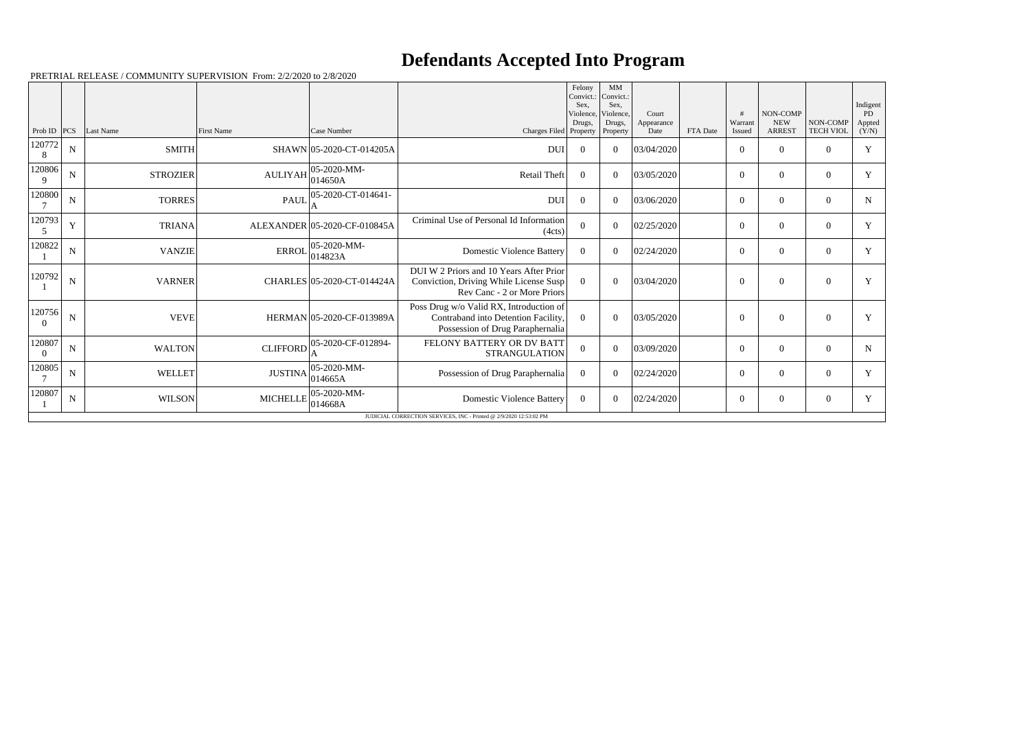# Defendants Accepted Into Program

PRETRIAL RELEASE / COMMUNITY SUPERVISION From: 2/2/2020 to 2/8/2020

| Prob ID | PCS | Last Name | First Name | Case Number | Charges Filed | Felony Convict.: Sex, Violence, Drugs, Property | MM Convict.: Sex, Violence, Drugs, Property | Court Appearance Date | FTA Date | # Warrant Issued | NON-COMP NEW ARREST | NON-COMP TECH VIOL | Indigent PD Appted (Y/N) |
|---|---|---|---|---|---|---|---|---|---|---|---|---|---|
| 1207728 | N | SMITH | SHAWN | 05-2020-CT-014205A | DUI | 0 | 0 | 03/04/2020 | | 0 | 0 | 0 | Y |
| 1208069 | N | STROZIER | AULIYAH | 05-2020-MM-014650A | Retail Theft | 0 | 0 | 03/05/2020 | | 0 | 0 | 0 | Y |
| 1208007 | N | TORRES | PAUL | 05-2020-CT-014641-A | DUI | 0 | 0 | 03/06/2020 | | 0 | 0 | 0 | N |
| 1207935 | Y | TRIANA | ALEXANDER | 05-2020-CF-010845A | Criminal Use of Personal Id Information (4cts) | 0 | 0 | 02/25/2020 | | 0 | 0 | 0 | Y |
| 1208221 | N | VANZIE | ERROL | 05-2020-MM-014823A | Domestic Violence Battery | 0 | 0 | 02/24/2020 | | 0 | 0 | 0 | Y |
| 1207921 | N | VARNER | CHARLES | 05-2020-CT-014424A | DUI W 2 Priors and 10 Years After Prior Conviction, Driving While License Susp Rev Canc - 2 or More Priors | 0 | 0 | 03/04/2020 | | 0 | 0 | 0 | Y |
| 1207560 | N | VEVE | HERMAN | 05-2020-CF-013989A | Poss Drug w/o Valid RX, Introduction of Contraband into Detention Facility, Possession of Drug Paraphernalia | 0 | 0 | 03/05/2020 | | 0 | 0 | 0 | Y |
| 1208070 | N | WALTON | CLIFFORD | 05-2020-CF-012894-A | FELONY BATTERY OR DV BATT STRANGULATION | 0 | 0 | 03/09/2020 | | 0 | 0 | 0 | N |
| 1208057 | N | WELLET | JUSTINA | 05-2020-MM-014665A | Possession of Drug Paraphernalia | 0 | 0 | 02/24/2020 | | 0 | 0 | 0 | Y |
| 1208071 | N | WILSON | MICHELLE | 05-2020-MM-014668A | Domestic Violence Battery | 0 | 0 | 02/24/2020 | | 0 | 0 | 0 | Y |

JUDICIAL CORRECTION SERVICES, INC - Printed @ 2/9/2020 12:53:02 PM